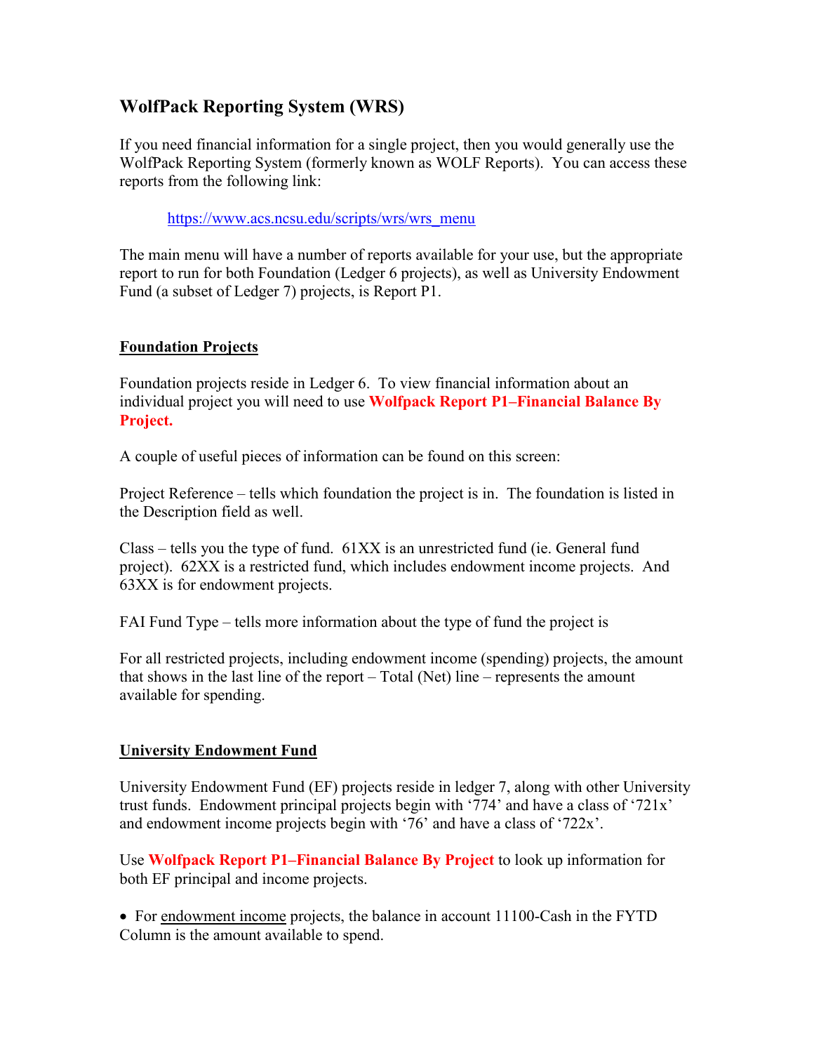# WolfPack Reporting System (WRS)

If you need financial information for a single project, then you would generally use the WolfPack Reporting System (formerly known as WOLF Reports). You can access these reports from the following link:

> https://www.acs.ncsu.edu/scripts/wrs/wrs_menu

The main menu will have a number of reports available for your use, but the appropriate report to run for both Foundation (Ledger 6 projects), as well as University Endowment Fund (a subset of Ledger 7) projects, is Report P1.

## Foundation Projects

Foundation projects reside in Ledger 6. To view financial information about an individual project you will need to use **Wolfpack Report P1–Financial Balance By Project.**

A couple of useful pieces of information can be found on this screen:

Project Reference – tells which foundation the project is in. The foundation is listed in the Description field as well.

Class – tells you the type of fund. 61XX is an unrestricted fund (ie. General fund project). 62XX is a restricted fund, which includes endowment income projects. And 63XX is for endowment projects.

FAI Fund Type – tells more information about the type of fund the project is

For all restricted projects, including endowment income (spending) projects, the amount that shows in the last line of the report – Total (Net) line – represents the amount available for spending.

## University Endowment Fund

University Endowment Fund (EF) projects reside in ledger 7, along with other University trust funds. Endowment principal projects begin with '774' and have a class of '721x' and endowment income projects begin with '76' and have a class of '722x'.

Use **Wolfpack Report P1–Financial Balance By Project** to look up information for both EF principal and income projects.

- For endowment income projects, the balance in account 11100-Cash in the FYTD Column is the amount available to spend.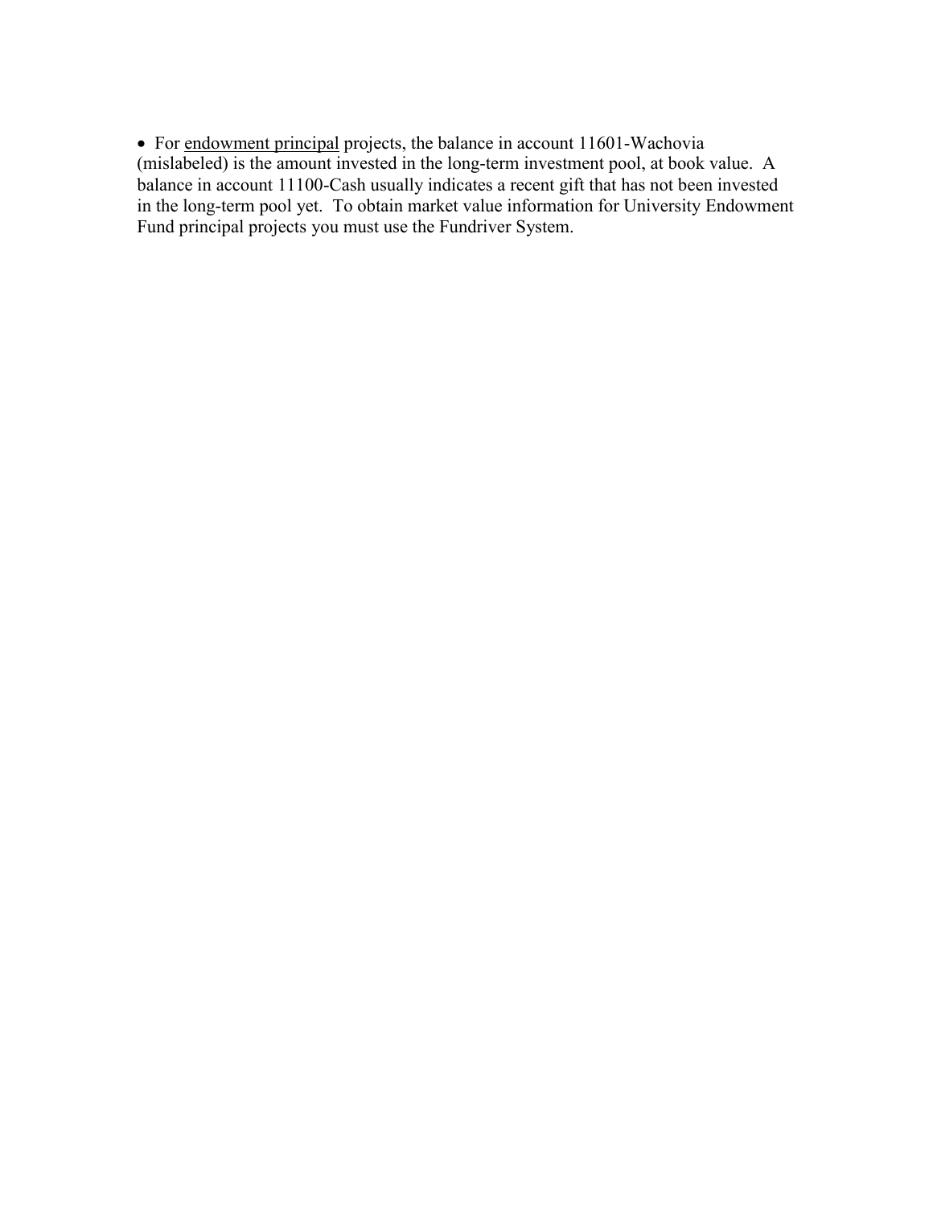- For <u>endowment principal</u> projects, the balance in account 11601-Wachovia (mislabeled) is the amount invested in the long-term investment pool, at book value. A balance in account 11100-Cash usually indicates a recent gift that has not been invested in the long-term pool yet. To obtain market value information for University Endowment Fund principal projects you must use the Fundriver System.